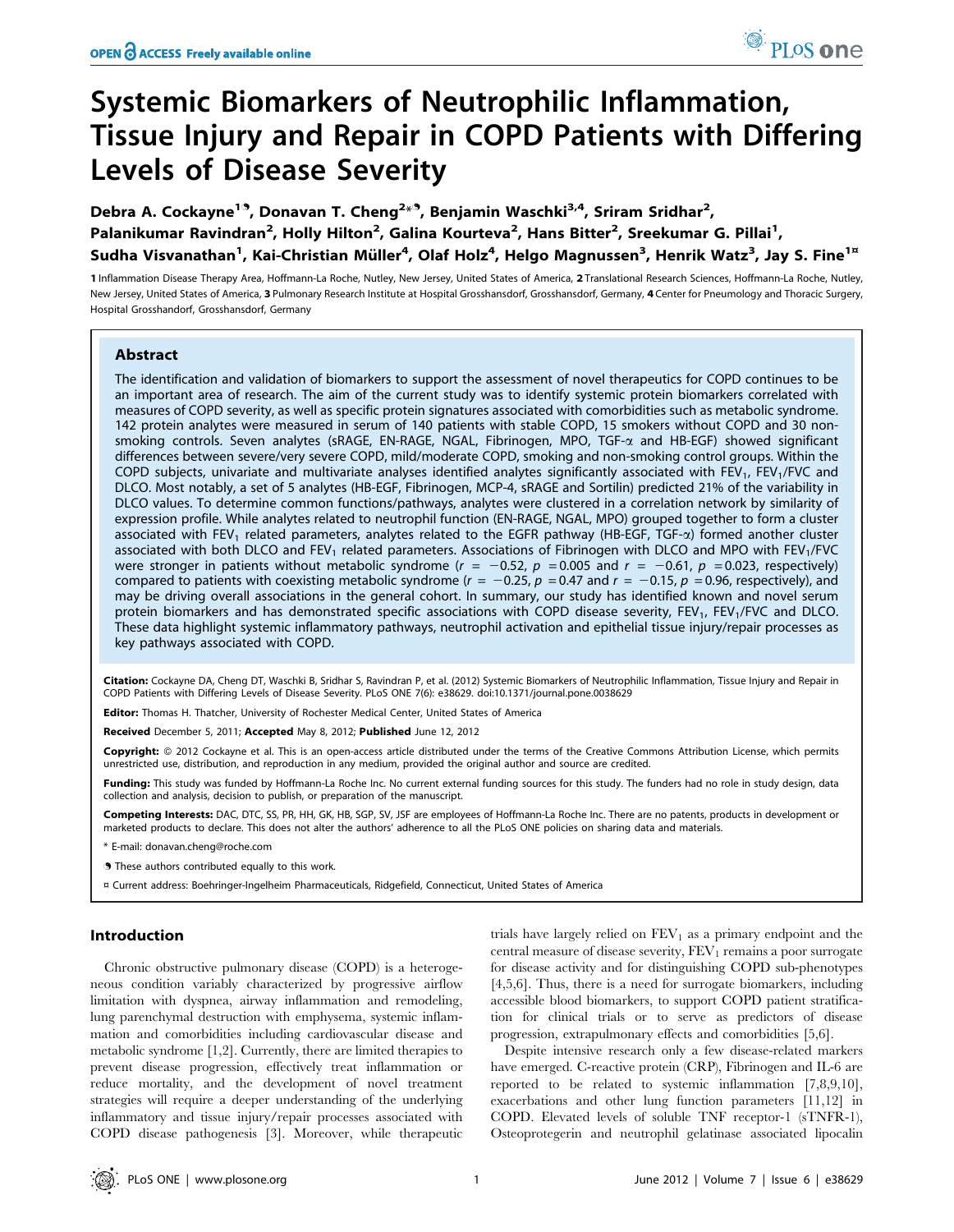# Systemic Biomarkers of Neutrophilic Inflammation, Tissue Injury and Repair in COPD Patients with Differing Levels of Disease Severity

**Debra A. Cockayne[1,¶], Donavan T. Cheng[2*,¶], Benjamin Waschki[3,4], Sriram Sridhar[2], Palanikumar Ravindran[2], Holly Hilton[2], Galina Kourteva[2], Hans Bitter[2], Sreekumar G. Pillai[1], Sudha Visvanathan[1], Kai-Christian Müller[4], Olaf Holz[4], Helgo Magnussen[3], Henrik Watz[3], Jay S. Fine[1¤]**

1 Inflammation Disease Therapy Area, Hoffmann-La Roche, Nutley, New Jersey, United States of America, 2 Translational Research Sciences, Hoffmann-La Roche, Nutley, New Jersey, United States of America, 3 Pulmonary Research Institute at Hospital Grosshansdorf, Grosshansdorf, Germany, 4 Center for Pneumology and Thoracic Surgery, Hospital Grosshandorf, Grosshansdorf, Germany

## Abstract

The identification and validation of biomarkers to support the assessment of novel therapeutics for COPD continues to be an important area of research. The aim of the current study was to identify systemic protein biomarkers correlated with measures of COPD severity, as well as specific protein signatures associated with comorbidities such as metabolic syndrome. 142 protein analytes were measured in serum of 140 patients with stable COPD, 15 smokers without COPD and 30 non-smoking controls. Seven analytes (sRAGE, EN-RAGE, NGAL, Fibrinogen, MPO, TGF-α and HB-EGF) showed significant differences between severe/very severe COPD, mild/moderate COPD, smoking and non-smoking control groups. Within the COPD subjects, univariate and multivariate analyses identified analytes significantly associated with $FEV_1$, $FEV_1$/FVC and DLCO. Most notably, a set of 5 analytes (HB-EGF, Fibrinogen, MCP-4, sRAGE and Sortilin) predicted 21% of the variability in DLCO values. To determine common functions/pathways, analytes were clustered in a correlation network by similarity of expression profile. While analytes related to neutrophil function (EN-RAGE, NGAL, MPO) grouped together to form a cluster associated with $FEV_1$ related parameters, analytes related to the EGFR pathway (HB-EGF, TGF-α) formed another cluster associated with both DLCO and $FEV_1$ related parameters. Associations of Fibrinogen with DLCO and MPO with $FEV_1$/FVC were stronger in patients without metabolic syndrome ($r = -0.52$, $p = 0.005$ and $r = -0.61$, $p = 0.023$, respectively) compared to patients with coexisting metabolic syndrome ($r = -0.25$, $p = 0.47$ and $r = -0.15$, $p = 0.96$, respectively), and may be driving overall associations in the general cohort. In summary, our study has identified known and novel serum protein biomarkers and has demonstrated specific associations with COPD disease severity, $FEV_1$, $FEV_1$/FVC and DLCO. These data highlight systemic inflammatory pathways, neutrophil activation and epithelial tissue injury/repair processes as key pathways associated with COPD.

**Citation:** Cockayne DA, Cheng DT, Waschki B, Sridhar S, Ravindran P, et al. (2012) Systemic Biomarkers of Neutrophilic Inflammation, Tissue Injury and Repair in COPD Patients with Differing Levels of Disease Severity. PLoS ONE 7(6): e38629. doi:10.1371/journal.pone.0038629

**Editor:** Thomas H. Thatcher, University of Rochester Medical Center, United States of America

**Received** December 5, 2011; **Accepted** May 8, 2012; **Published** June 12, 2012

**Copyright:** © 2012 Cockayne et al. This is an open-access article distributed under the terms of the Creative Commons Attribution License, which permits unrestricted use, distribution, and reproduction in any medium, provided the original author and source are credited.

**Funding:** This study was funded by Hoffmann-La Roche Inc. No current external funding sources for this study. The funders had no role in study design, data collection and analysis, decision to publish, or preparation of the manuscript.

**Competing Interests:** DAC, DTC, SS, PR, HH, GK, HB, SGP, SV, JSF are employees of Hoffmann-La Roche Inc. There are no patents, products in development or marketed products to declare. This does not alter the authors' adherence to all the PLoS ONE policies on sharing data and materials.

\* E-mail: donavan.cheng@roche.com

¶ These authors contributed equally to this work.

¤ Current address: Boehringer-Ingelheim Pharmaceuticals, Ridgefield, Connecticut, United States of America

## Introduction

Chronic obstructive pulmonary disease (COPD) is a heterogeneous condition variably characterized by progressive airflow limitation with dyspnea, airway inflammation and remodeling, lung parenchymal destruction with emphysema, systemic inflammation and comorbidities including cardiovascular disease and metabolic syndrome [1,2]. Currently, there are limited therapies to prevent disease progression, effectively treat inflammation or reduce mortality, and the development of novel treatment strategies will require a deeper understanding of the underlying inflammatory and tissue injury/repair processes associated with COPD disease pathogenesis [3]. Moreover, while therapeutic trials have largely relied on $FEV_1$ as a primary endpoint and the central measure of disease severity, $FEV_1$ remains a poor surrogate for disease activity and for distinguishing COPD sub-phenotypes [4,5,6]. Thus, there is a need for surrogate biomarkers, including accessible blood biomarkers, to support COPD patient stratification for clinical trials or to serve as predictors of disease progression, extrapulmonary effects and comorbidities [5,6].

Despite intensive research only a few disease-related markers have emerged. C-reactive protein (CRP), Fibrinogen and IL-6 are reported to be related to systemic inflammation [7,8,9,10], exacerbations and other lung function parameters [11,12] in COPD. Elevated levels of soluble TNF receptor-1 (sTNFR-1), Osteoprotegerin and neutrophil gelatinase associated lipocalin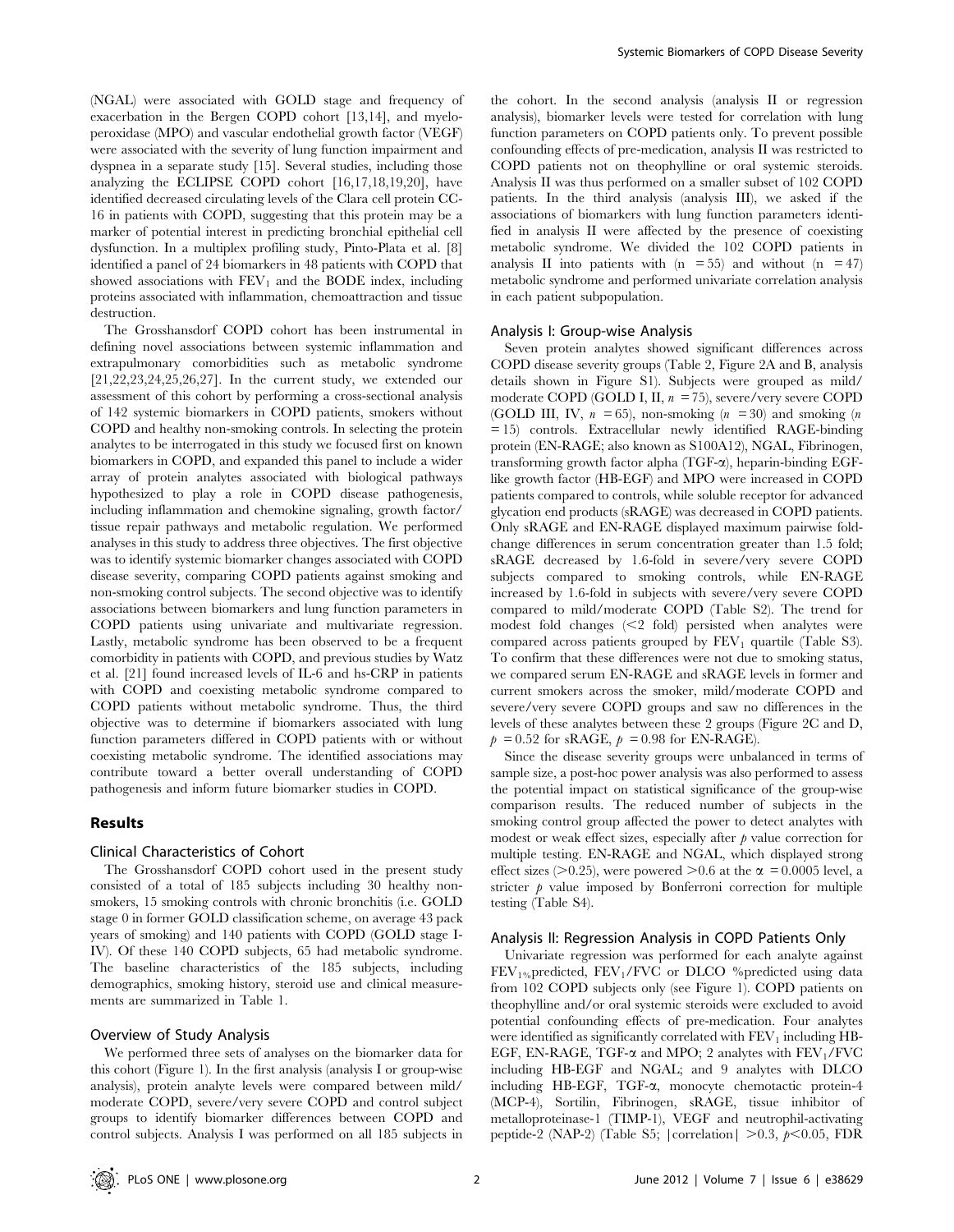(NGAL) were associated with GOLD stage and frequency of exacerbation in the Bergen COPD cohort [13,14], and myeloperoxidase (MPO) and vascular endothelial growth factor (VEGF) were associated with the severity of lung function impairment and dyspnea in a separate study [15]. Several studies, including those analyzing the ECLIPSE COPD cohort [16,17,18,19,20], have identified decreased circulating levels of the Clara cell protein CC-16 in patients with COPD, suggesting that this protein may be a marker of potential interest in predicting bronchial epithelial cell dysfunction. In a multiplex profiling study, Pinto-Plata et al. [8] identified a panel of 24 biomarkers in 48 patients with COPD that showed associations with $FEV_1$ and the BODE index, including proteins associated with inflammation, chemoattraction and tissue destruction.

The Grosshansdorf COPD cohort has been instrumental in defining novel associations between systemic inflammation and extrapulmonary comorbidities such as metabolic syndrome [21,22,23,24,25,26,27]. In the current study, we extended our assessment of this cohort by performing a cross-sectional analysis of 142 systemic biomarkers in COPD patients, smokers without COPD and healthy non-smoking controls. In selecting the protein analytes to be interrogated in this study we focused first on known biomarkers in COPD, and expanded this panel to include a wider array of protein analytes associated with biological pathways hypothesized to play a role in COPD disease pathogenesis, including inflammation and chemokine signaling, growth factor/tissue repair pathways and metabolic regulation. We performed analyses in this study to address three objectives. The first objective was to identify systemic biomarker changes associated with COPD disease severity, comparing COPD patients against smoking and non-smoking control subjects. The second objective was to identify associations between biomarkers and lung function parameters in COPD patients using univariate and multivariate regression. Lastly, metabolic syndrome has been observed to be a frequent comorbidity in patients with COPD, and previous studies by Watz et al. [21] found increased levels of IL-6 and hs-CRP in patients with COPD and coexisting metabolic syndrome compared to COPD patients without metabolic syndrome. Thus, the third objective was to determine if biomarkers associated with lung function parameters differed in COPD patients with or without coexisting metabolic syndrome. The identified associations may contribute toward a better overall understanding of COPD pathogenesis and inform future biomarker studies in COPD.

## Results

### Clinical Characteristics of Cohort

The Grosshansdorf COPD cohort used in the present study consisted of a total of 185 subjects including 30 healthy non-smokers, 15 smoking controls with chronic bronchitis (i.e. GOLD stage 0 in former GOLD classification scheme, on average 43 pack years of smoking) and 140 patients with COPD (GOLD stage I-IV). Of these 140 COPD subjects, 65 had metabolic syndrome. The baseline characteristics of the 185 subjects, including demographics, smoking history, steroid use and clinical measurements are summarized in Table 1.

### Overview of Study Analysis

We performed three sets of analyses on the biomarker data for this cohort (Figure 1). In the first analysis (analysis I or group-wise analysis), protein analyte levels were compared between mild/moderate COPD, severe/very severe COPD and control subject groups to identify biomarker differences between COPD and control subjects. Analysis I was performed on all 185 subjects in the cohort. In the second analysis (analysis II or regression analysis), biomarker levels were tested for correlation with lung function parameters on COPD patients only. To prevent possible confounding effects of pre-medication, analysis II was restricted to COPD patients not on theophylline or oral systemic steroids. Analysis II was thus performed on a smaller subset of 102 COPD patients. In the third analysis (analysis III), we asked if the associations of biomarkers with lung function parameters identified in analysis II were affected by the presence of coexisting metabolic syndrome. We divided the 102 COPD patients in analysis II into patients with ($n = 55$) and without ($n = 47$) metabolic syndrome and performed univariate correlation analysis in each patient subpopulation.

### Analysis I: Group-wise Analysis

Seven protein analytes showed significant differences across COPD disease severity groups (Table 2, Figure 2A and B, analysis details shown in Figure S1). Subjects were grouped as mild/moderate COPD (GOLD I, II, $n = 75$), severe/very severe COPD (GOLD III, IV, $n = 65$), non-smoking ($n = 30$) and smoking ($n = 15$) controls. Extracellular newly identified RAGE-binding protein (EN-RAGE; also known as S100A12), NGAL, Fibrinogen, transforming growth factor alpha (TGF-α), heparin-binding EGF-like growth factor (HB-EGF) and MPO were increased in COPD patients compared to controls, while soluble receptor for advanced glycation end products (sRAGE) was decreased in COPD patients. Only sRAGE and EN-RAGE displayed maximum pairwise fold-change differences in serum concentration greater than 1.5 fold; sRAGE decreased by 1.6-fold in severe/very severe COPD subjects compared to smoking controls, while EN-RAGE increased by 1.6-fold in subjects with severe/very severe COPD compared to mild/moderate COPD (Table S2). The trend for modest fold changes (<2 fold) persisted when analytes were compared across patients grouped by $FEV_1$ quartile (Table S3). To confirm that these differences were not due to smoking status, we compared serum EN-RAGE and sRAGE levels in former and current smokers across the smoker, mild/moderate COPD and severe/very severe COPD groups and saw no differences in the levels of these analytes between these 2 groups (Figure 2C and D, $p = 0.52$ for sRAGE, $p = 0.98$ for EN-RAGE).

Since the disease severity groups were unbalanced in terms of sample size, a post-hoc power analysis was also performed to assess the potential impact on statistical significance of the group-wise comparison results. The reduced number of subjects in the smoking control group affected the power to detect analytes with modest or weak effect sizes, especially after $p$ value correction for multiple testing. EN-RAGE and NGAL, which displayed strong effect sizes (>0.25), were powered >0.6 at the $\alpha = 0.0005$ level, a stricter $p$ value imposed by Bonferroni correction for multiple testing (Table S4).

### Analysis II: Regression Analysis in COPD Patients Only

Univariate regression was performed for each analyte against $FEV_{1\%}$predicted, $FEV_1$/FVC or DLCO %predicted using data from 102 COPD subjects only (see Figure 1). COPD patients on theophylline and/or oral systemic steroids were excluded to avoid potential confounding effects of pre-medication. Four analytes were identified as significantly correlated with $FEV_1$ including HB-EGF, EN-RAGE, TGF-α and MPO; 2 analytes with $FEV_1$/FVC including HB-EGF and NGAL; and 9 analytes with DLCO including HB-EGF, TGF-α, monocyte chemotactic protein-4 (MCP-4), Sortilin, Fibrinogen, sRAGE, tissue inhibitor of metalloproteinase-1 (TIMP-1), VEGF and neutrophil-activating peptide-2 (NAP-2) (Table S5; |correlation| >0.3, $p<0.05$, FDR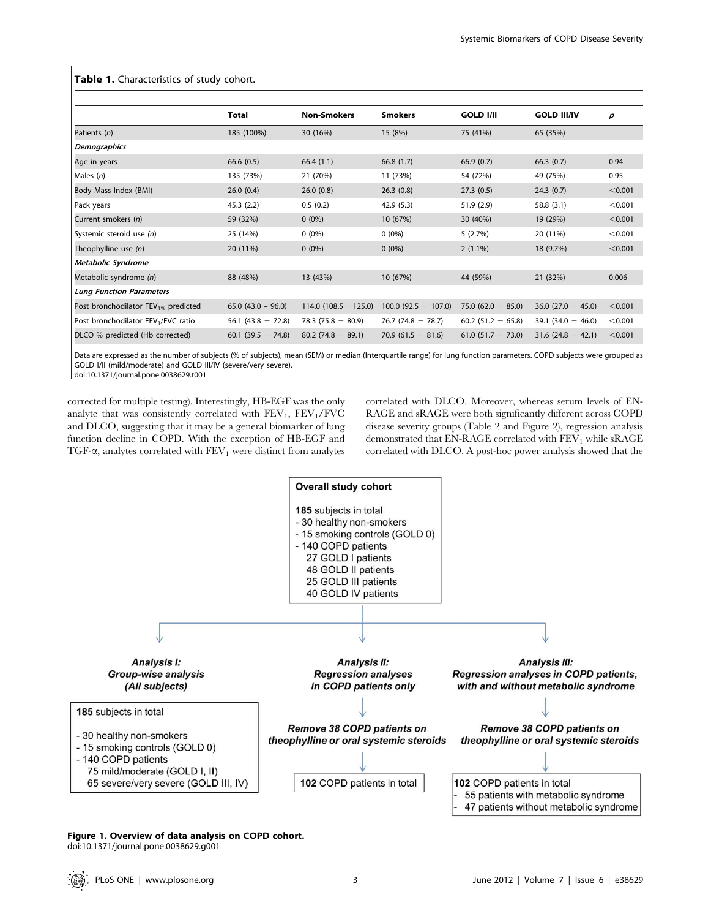**Table 1.** Characteristics of study cohort.

| | Total | Non-Smokers | Smokers | GOLD I/II | GOLD III/IV | *p* |
|---|---|---|---|---|---|---|
| Patients (*n*) | 185 (100%) | 30 (16%) | 15 (8%) | 75 (41%) | 65 (35%) | |
| ***Demographics*** | | | | | | |
| Age in years | 66.6 (0.5) | 66.4 (1.1) | 66.8 (1.7) | 66.9 (0.7) | 66.3 (0.7) | 0.94 |
| Males (*n*) | 135 (73%) | 21 (70%) | 11 (73%) | 54 (72%) | 49 (75%) | 0.95 |
| Body Mass Index (BMI) | 26.0 (0.4) | 26.0 (0.8) | 26.3 (0.8) | 27.3 (0.5) | 24.3 (0.7) | $<0.001$ |
| Pack years | 45.3 (2.2) | 0.5 (0.2) | 42.9 (5.3) | 51.9 (2.9) | 58.8 (3.1) | $<0.001$ |
| Current smokers (*n*) | 59 (32%) | 0 (0%) | 10 (67%) | 30 (40%) | 19 (29%) | $<0.001$ |
| Systemic steroid use (*n*) | 25 (14%) | 0 (0%) | 0 (0%) | 5 (2.7%) | 20 (11%) | $<0.001$ |
| Theophylline use (*n*) | 20 (11%) | 0 (0%) | 0 (0%) | 2 (1.1%) | 18 (9.7%) | $<0.001$ |
| ***Metabolic Syndrome*** | | | | | | |
| Metabolic syndrome (*n*) | 88 (48%) | 13 (43%) | 10 (67%) | 44 (59%) | 21 (32%) | 0.006 |
| ***Lung Function Parameters*** | | | | | | |
| Post bronchodilator $FEV_{1\%}$ predicted | 65.0 (43.0 − 96.0) | 114.0 (108.5 −125.0) | 100.0 (92.5 − 107.0) | 75.0 (62.0 − 85.0) | 36.0 (27.0 − 45.0) | $<0.001$ |
| Post bronchodilator $FEV_1$/FVC ratio | 56.1 (43.8 − 72.8) | 78.3 (75.8 − 80.9) | 76.7 (74.8 − 78.7) | 60.2 (51.2 − 65.8) | 39.1 (34.0 − 46.0) | $<0.001$ |
| DLCO % predicted (Hb corrected) | 60.1 (39.5 − 74.8) | 80.2 (74.8 − 89.1) | 70.9 (61.5 − 81.6) | 61.0 (51.7 − 73.0) | 31.6 (24.8 − 42.1) | $<0.001$ |

Data are expressed as the number of subjects (% of subjects), mean (SEM) or median (Interquartile range) for lung function parameters. COPD subjects were grouped as GOLD I/II (mild/moderate) and GOLD III/IV (severe/very severe).
doi:10.1371/journal.pone.0038629.t001

corrected for multiple testing). Interestingly, HB-EGF was the only analyte that was consistently correlated with $FEV_1$, $FEV_1$/FVC and DLCO, suggesting that it may be a general biomarker of lung function decline in COPD. With the exception of HB-EGF and TGF-α, analytes correlated with $FEV_1$ were distinct from analytes correlated with DLCO. Moreover, whereas serum levels of EN-RAGE and sRAGE were both significantly different across COPD disease severity groups (Table 2 and Figure 2), regression analysis demonstrated that EN-RAGE correlated with $FEV_1$ while sRAGE correlated with DLCO. A post-hoc power analysis showed that the

**Overall study cohort**

**185** subjects in total
- 30 healthy non-smokers
- 15 smoking controls (GOLD 0)
- 140 COPD patients
  - 27 GOLD I patients
  - 48 GOLD II patients
  - 25 GOLD III patients
  - 40 GOLD IV patients

***Analysis I: Group-wise analysis (All subjects)***

185 subjects in total
- 30 healthy non-smokers
- 15 smoking controls (GOLD 0)
- 140 COPD patients
  - 75 mild/moderate (GOLD I, II)
  - 65 severe/very severe (GOLD III, IV)

***Analysis II: Regression analyses in COPD patients only***

*Remove 38 COPD patients on theophylline or oral systemic steroids*

**102** COPD patients in total

***Analysis III: Regression analyses in COPD patients, with and without metabolic syndrome***

*Remove 38 COPD patients on theophylline or oral systemic steroids*

**102** COPD patients in total
- 55 patients with metabolic syndrome
- 47 patients without metabolic syndrome

**Figure 1. Overview of data analysis on COPD cohort.**
doi:10.1371/journal.pone.0038629.g001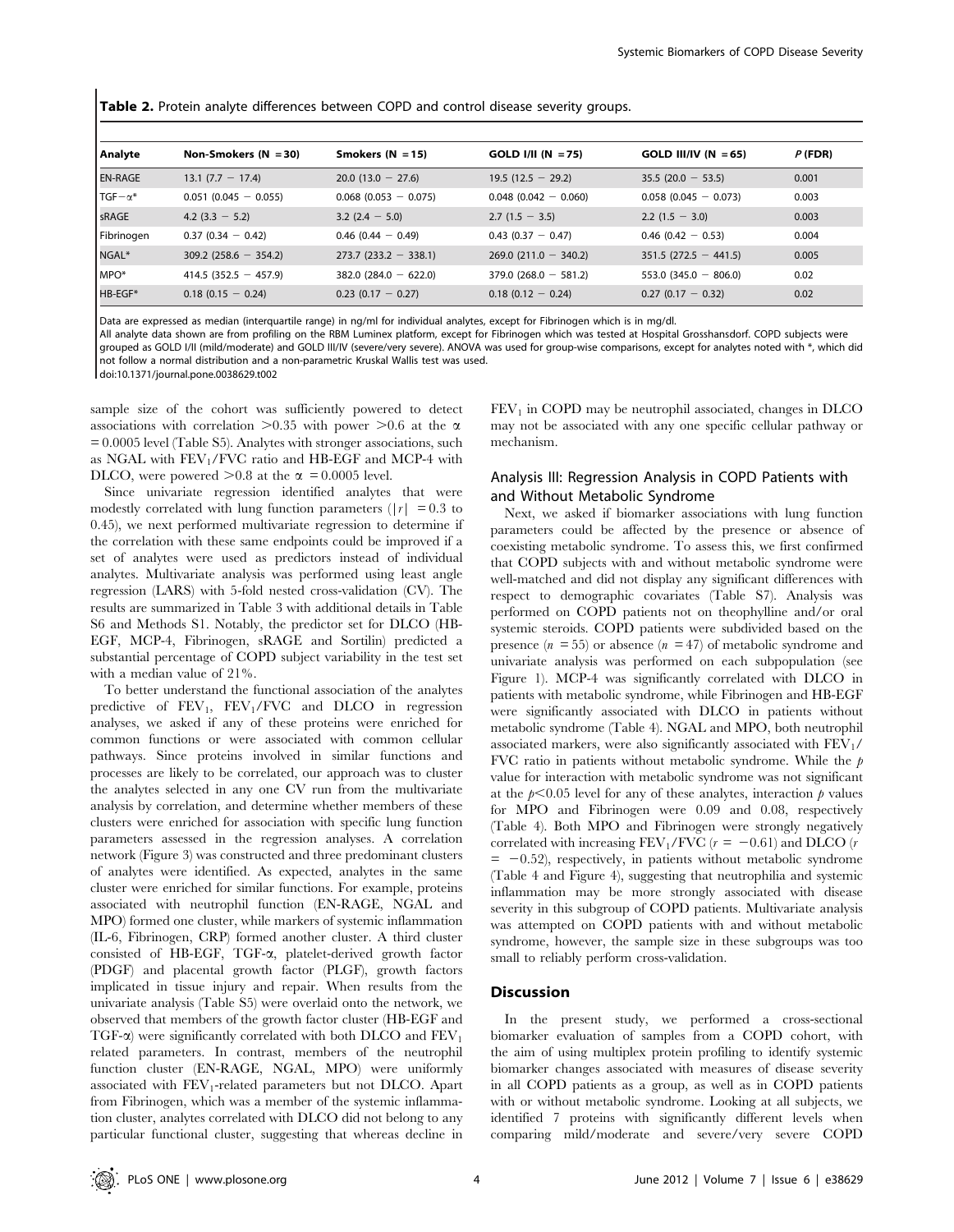**Table 2.** Protein analyte differences between COPD and control disease severity groups.

| Analyte | Non-Smokers (N = 30) | Smokers (N = 15) | GOLD I/II (N = 75) | GOLD III/IV (N = 65) | P (FDR) |
|---|---|---|---|---|---|
| EN-RAGE | 13.1 (7.7 − 17.4) | 20.0 (13.0 − 27.6) | 19.5 (12.5 − 29.2) | 35.5 (20.0 − 53.5) | 0.001 |
| TGF−α* | 0.051 (0.045 − 0.055) | 0.068 (0.053 − 0.075) | 0.048 (0.042 − 0.060) | 0.058 (0.045 − 0.073) | 0.003 |
| sRAGE | 4.2 (3.3 − 5.2) | 3.2 (2.4 − 5.0) | 2.7 (1.5 − 3.5) | 2.2 (1.5 − 3.0) | 0.003 |
| Fibrinogen | 0.37 (0.34 − 0.42) | 0.46 (0.44 − 0.49) | 0.43 (0.37 − 0.47) | 0.46 (0.42 − 0.53) | 0.004 |
| NGAL* | 309.2 (258.6 − 354.2) | 273.7 (233.2 − 338.1) | 269.0 (211.0 − 340.2) | 351.5 (272.5 − 441.5) | 0.005 |
| MPO* | 414.5 (352.5 − 457.9) | 382.0 (284.0 − 622.0) | 379.0 (268.0 − 581.2) | 553.0 (345.0 − 806.0) | 0.02 |
| HB-EGF* | 0.18 (0.15 − 0.24) | 0.23 (0.17 − 0.27) | 0.18 (0.12 − 0.24) | 0.27 (0.17 − 0.32) | 0.02 |

Data are expressed as median (interquartile range) in ng/ml for individual analytes, except for Fibrinogen which is in mg/dl.
All analyte data shown are from profiling on the RBM Luminex platform, except for Fibrinogen which was tested at Hospital Grosshansdorf. COPD subjects were grouped as GOLD I/II (mild/moderate) and GOLD III/IV (severe/very severe). ANOVA was used for group-wise comparisons, except for analytes noted with *, which did not follow a normal distribution and a non-parametric Kruskal Wallis test was used.
doi:10.1371/journal.pone.0038629.t002

sample size of the cohort was sufficiently powered to detect associations with correlation >0.35 with power >0.6 at the $\alpha = 0.0005$ level (Table S5). Analytes with stronger associations, such as NGAL with $FEV_1$/FVC ratio and HB-EGF and MCP-4 with DLCO, were powered >0.8 at the $\alpha = 0.0005$ level.

Since univariate regression identified analytes that were modestly correlated with lung function parameters ($|r| = 0.3$ to 0.45), we next performed multivariate regression to determine if the correlation with these same endpoints could be improved if a set of analytes were used as predictors instead of individual analytes. Multivariate analysis was performed using least angle regression (LARS) with 5-fold nested cross-validation (CV). The results are summarized in Table 3 with additional details in Table S6 and Methods S1. Notably, the predictor set for DLCO (HB-EGF, MCP-4, Fibrinogen, sRAGE and Sortilin) predicted a substantial percentage of COPD subject variability in the test set with a median value of 21%.

To better understand the functional association of the analytes predictive of $FEV_1$, $FEV_1$/FVC and DLCO in regression analyses, we asked if any of these proteins were enriched for common functions or were associated with common cellular pathways. Since proteins involved in similar functions and processes are likely to be correlated, our approach was to cluster the analytes selected in any one CV run from the multivariate analysis by correlation, and determine whether members of these clusters were enriched for association with specific lung function parameters assessed in the regression analyses. A correlation network (Figure 3) was constructed and three predominant clusters of analytes were identified. As expected, analytes in the same cluster were enriched for similar functions. For example, proteins associated with neutrophil function (EN-RAGE, NGAL and MPO) formed one cluster, while markers of systemic inflammation (IL-6, Fibrinogen, CRP) formed another cluster. A third cluster consisted of HB-EGF, TGF-α, platelet-derived growth factor (PDGF) and placental growth factor (PLGF), growth factors implicated in tissue injury and repair. When results from the univariate analysis (Table S5) were overlaid onto the network, we observed that members of the growth factor cluster (HB-EGF and TGF-α) were significantly correlated with both DLCO and $FEV_1$ related parameters. In contrast, members of the neutrophil function cluster (EN-RAGE, NGAL, MPO) were uniformly associated with $FEV_1$-related parameters but not DLCO. Apart from Fibrinogen, which was a member of the systemic inflammation cluster, analytes correlated with DLCO did not belong to any particular functional cluster, suggesting that whereas decline in $FEV_1$ in COPD may be neutrophil associated, changes in DLCO may not be associated with any one specific cellular pathway or mechanism.

## Analysis III: Regression Analysis in COPD Patients with and Without Metabolic Syndrome

Next, we asked if biomarker associations with lung function parameters could be affected by the presence or absence of coexisting metabolic syndrome. To assess this, we first confirmed that COPD subjects with and without metabolic syndrome were well-matched and did not display any significant differences with respect to demographic covariates (Table S7). Analysis was performed on COPD patients not on theophylline and/or oral systemic steroids. COPD patients were subdivided based on the presence ($n = 55$) or absence ($n = 47$) of metabolic syndrome and univariate analysis was performed on each subpopulation (see Figure 1). MCP-4 was significantly correlated with DLCO in patients with metabolic syndrome, while Fibrinogen and HB-EGF were significantly associated with DLCO in patients without metabolic syndrome (Table 4). NGAL and MPO, both neutrophil associated markers, were also significantly associated with $FEV_1$/FVC ratio in patients without metabolic syndrome. While the $p$ value for interaction with metabolic syndrome was not significant at the $p<0.05$ level for any of these analytes, interaction $p$ values for MPO and Fibrinogen were 0.09 and 0.08, respectively (Table 4). Both MPO and Fibrinogen were strongly negatively correlated with increasing $FEV_1$/FVC ($r = -0.61$) and DLCO ($r = -0.52$), respectively, in patients without metabolic syndrome (Table 4 and Figure 4), suggesting that neutrophilia and systemic inflammation may be more strongly associated with disease severity in this subgroup of COPD patients. Multivariate analysis was attempted on COPD patients with and without metabolic syndrome, however, the sample size in these subgroups was too small to reliably perform cross-validation.

# Discussion

In the present study, we performed a cross-sectional biomarker evaluation of samples from a COPD cohort, with the aim of using multiplex protein profiling to identify systemic biomarker changes associated with measures of disease severity in all COPD patients as a group, as well as in COPD patients with or without metabolic syndrome. Looking at all subjects, we identified 7 proteins with significantly different levels when comparing mild/moderate and severe/very severe COPD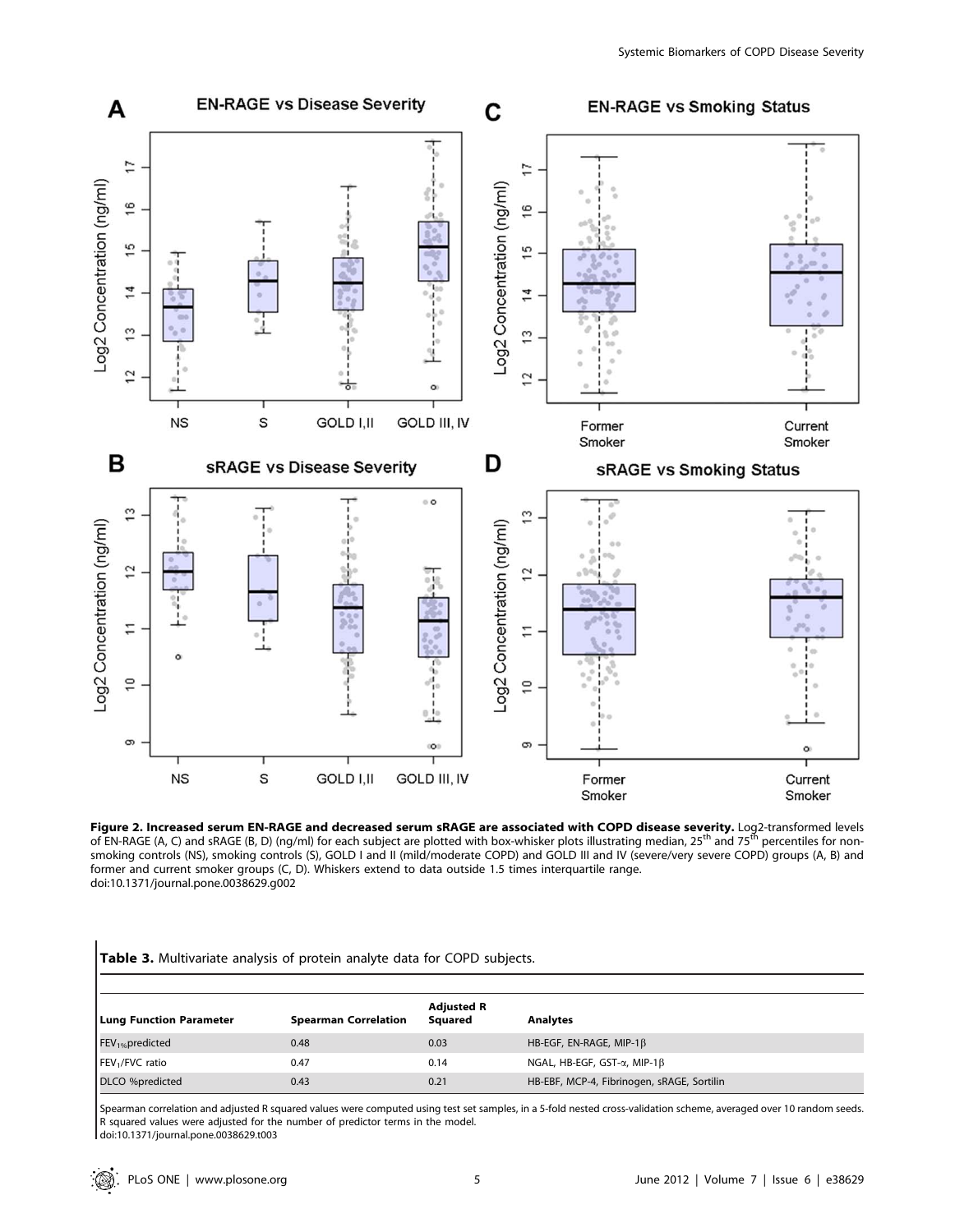**Figure 2. Increased serum EN-RAGE and decreased serum sRAGE are associated with COPD disease severity.** Log2-transformed levels of EN-RAGE (A, C) and sRAGE (B, D) (ng/ml) for each subject are plotted with box-whisker plots illustrating median, 25th and 75th percentiles for non-smoking controls (NS), smoking controls (S), GOLD I and II (mild/moderate COPD) and GOLD III and IV (severe/very severe COPD) groups (A, B) and former and current smoker groups (C, D). Whiskers extend to data outside 1.5 times interquartile range.
doi:10.1371/journal.pone.0038629.g002

**Table 3.** Multivariate analysis of protein analyte data for COPD subjects.

| Lung Function Parameter | Spearman Correlation | Adjusted R Squared | Analytes |
|---|---|---|---|
| $FEV_{1\%}$predicted | 0.48 | 0.03 | HB-EGF, EN-RAGE, MIP-1β |
| $FEV_1$/FVC ratio | 0.47 | 0.14 | NGAL, HB-EGF, GST-α, MIP-1β |
| DLCO %predicted | 0.43 | 0.21 | HB-EBF, MCP-4, Fibrinogen, sRAGE, Sortilin |

Spearman correlation and adjusted R squared values were computed using test set samples, in a 5-fold nested cross-validation scheme, averaged over 10 random seeds. R squared values were adjusted for the number of predictor terms in the model.
doi:10.1371/journal.pone.0038629.t003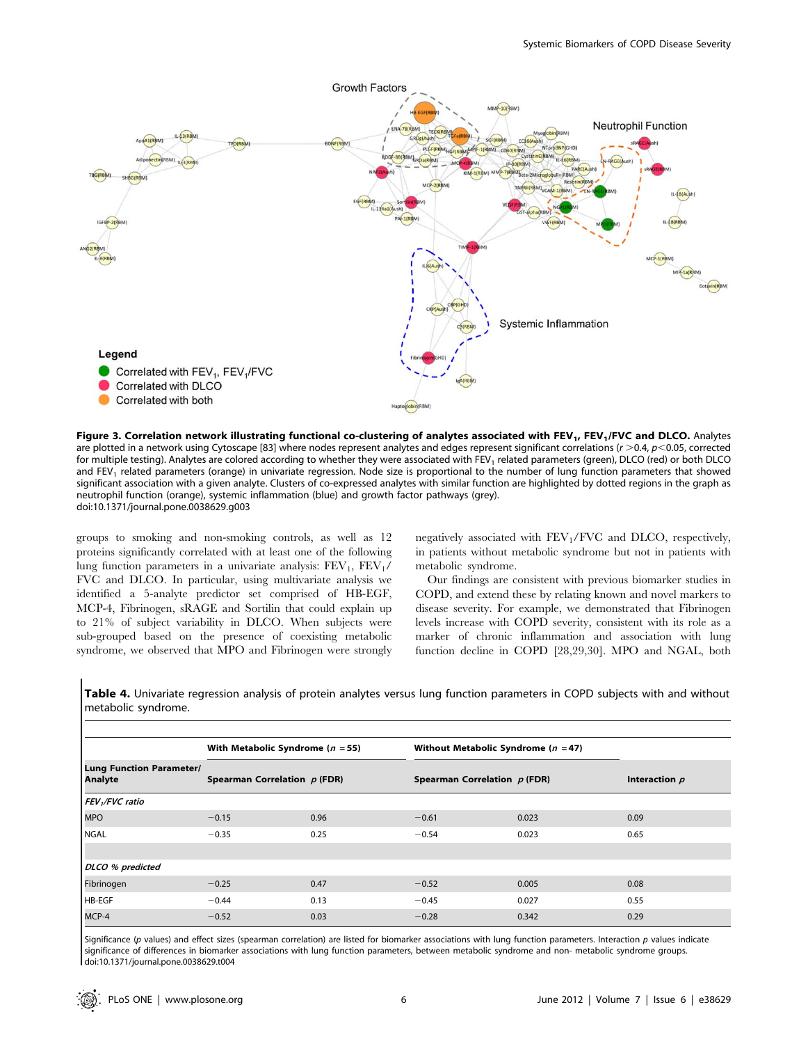**Figure 3. Correlation network illustrating functional co-clustering of analytes associated with $FEV_1$, $FEV_1$/FVC and DLCO.** Analytes are plotted in a network using Cytoscape [83] where nodes represent analytes and edges represent significant correlations ($r > 0.4$, $p < 0.05$, corrected for multiple testing). Analytes are colored according to whether they were associated with $FEV_1$ related parameters (green), DLCO (red) or both DLCO and $FEV_1$ related parameters (orange) in univariate regression. Node size is proportional to the number of lung function parameters that showed significant association with a given analyte. Clusters of co-expressed analytes with similar function are highlighted by dotted regions in the graph as neutrophil function (orange), systemic inflammation (blue) and growth factor pathways (grey).
doi:10.1371/journal.pone.0038629.g003

groups to smoking and non-smoking controls, as well as 12 proteins significantly correlated with at least one of the following lung function parameters in a univariate analysis: $FEV_1$, $FEV_1$/FVC and DLCO. In particular, using multivariate analysis we identified a 5-analyte predictor set comprised of HB-EGF, MCP-4, Fibrinogen, sRAGE and Sortilin that could explain up to 21% of subject variability in DLCO. When subjects were sub-grouped based on the presence of coexisting metabolic syndrome, we observed that MPO and Fibrinogen were strongly negatively associated with $FEV_1$/FVC and DLCO, respectively, in patients without metabolic syndrome but not in patients with metabolic syndrome.

Our findings are consistent with previous biomarker studies in COPD, and extend these by relating known and novel markers to disease severity. For example, we demonstrated that Fibrinogen levels increase with COPD severity, consistent with its role as a marker of chronic inflammation and association with lung function decline in COPD [28,29,30]. MPO and NGAL, both

**Table 4.** Univariate regression analysis of protein analytes versus lung function parameters in COPD subjects with and without metabolic syndrome.

| | With Metabolic Syndrome ($n$ = 55) | | Without Metabolic Syndrome ($n$ = 47) | | |
|---|---|---|---|---|---|
| **Lung Function Parameter/ Analyte** | **Spearman Correlation** | ***p* (FDR)** | **Spearman Correlation** | ***p* (FDR)** | **Interaction *p*** |
| ***$FEV_1$/FVC ratio*** | | | | | |
| MPO | −0.15 | 0.96 | −0.61 | 0.023 | 0.09 |
| NGAL | −0.35 | 0.25 | −0.54 | 0.023 | 0.65 |
| | | | | | |
| ***DLCO % predicted*** | | | | | |
| Fibrinogen | −0.25 | 0.47 | −0.52 | 0.005 | 0.08 |
| HB-EGF | −0.44 | 0.13 | −0.45 | 0.027 | 0.55 |
| MCP-4 | −0.52 | 0.03 | −0.28 | 0.342 | 0.29 |

Significance ($p$ values) and effect sizes (spearman correlation) are listed for biomarker associations with lung function parameters. Interaction $p$ values indicate significance of differences in biomarker associations with lung function parameters, between metabolic syndrome and non- metabolic syndrome groups.
doi:10.1371/journal.pone.0038629.t004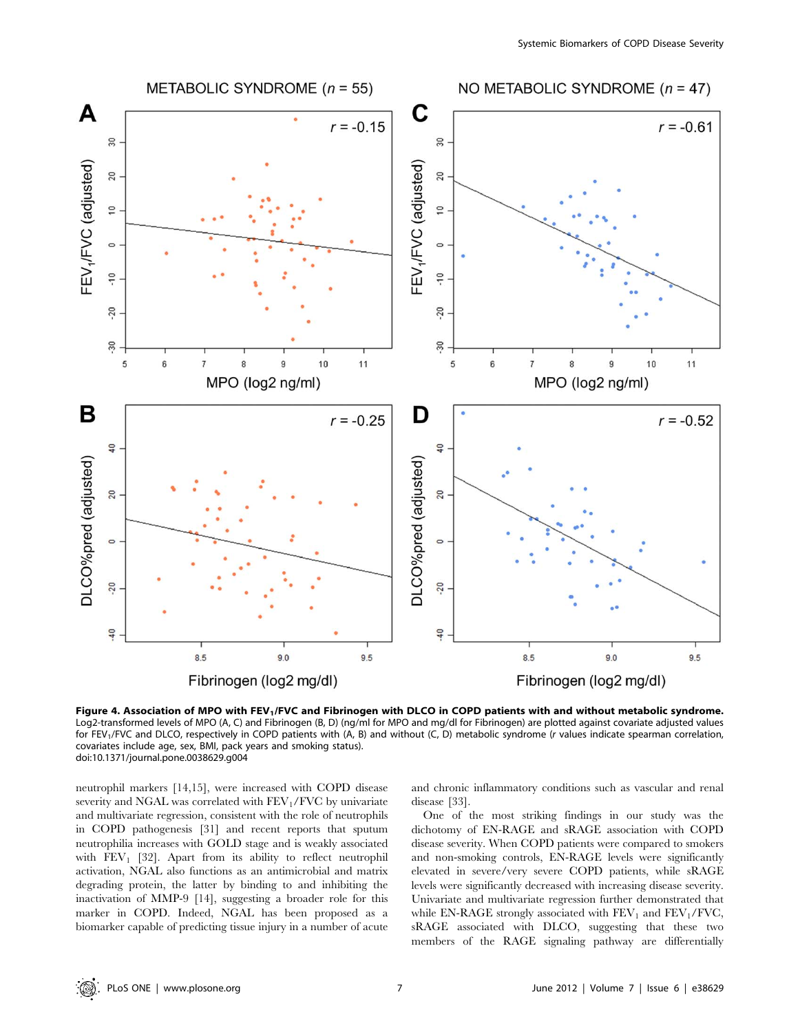**Figure 4. Association of MPO with $FEV_1$/FVC and Fibrinogen with DLCO in COPD patients with and without metabolic syndrome.** Log2-transformed levels of MPO (A, C) and Fibrinogen (B, D) (ng/ml for MPO and mg/dl for Fibrinogen) are plotted against covariate adjusted values for $FEV_1$/FVC and DLCO, respectively in COPD patients with (A, B) and without (C, D) metabolic syndrome (r values indicate spearman correlation, covariates include age, sex, BMI, pack years and smoking status).
doi:10.1371/journal.pone.0038629.g004

neutrophil markers [14,15], were increased with COPD disease severity and NGAL was correlated with $FEV_1$/FVC by univariate and multivariate regression, consistent with the role of neutrophils in COPD pathogenesis [31] and recent reports that sputum neutrophilia increases with GOLD stage and is weakly associated with $FEV_1$ [32]. Apart from its ability to reflect neutrophil activation, NGAL also functions as an antimicrobial and matrix degrading protein, the latter by binding to and inhibiting the inactivation of MMP-9 [14], suggesting a broader role for this marker in COPD. Indeed, NGAL has been proposed as a biomarker capable of predicting tissue injury in a number of acute and chronic inflammatory conditions such as vascular and renal disease [33].

One of the most striking findings in our study was the dichotomy of EN-RAGE and sRAGE association with COPD disease severity. When COPD patients were compared to smokers and non-smoking controls, EN-RAGE levels were significantly elevated in severe/very severe COPD patients, while sRAGE levels were significantly decreased with increasing disease severity. Univariate and multivariate regression further demonstrated that while EN-RAGE strongly associated with $FEV_1$ and $FEV_1$/FVC, sRAGE associated with DLCO, suggesting that these two members of the RAGE signaling pathway are differentially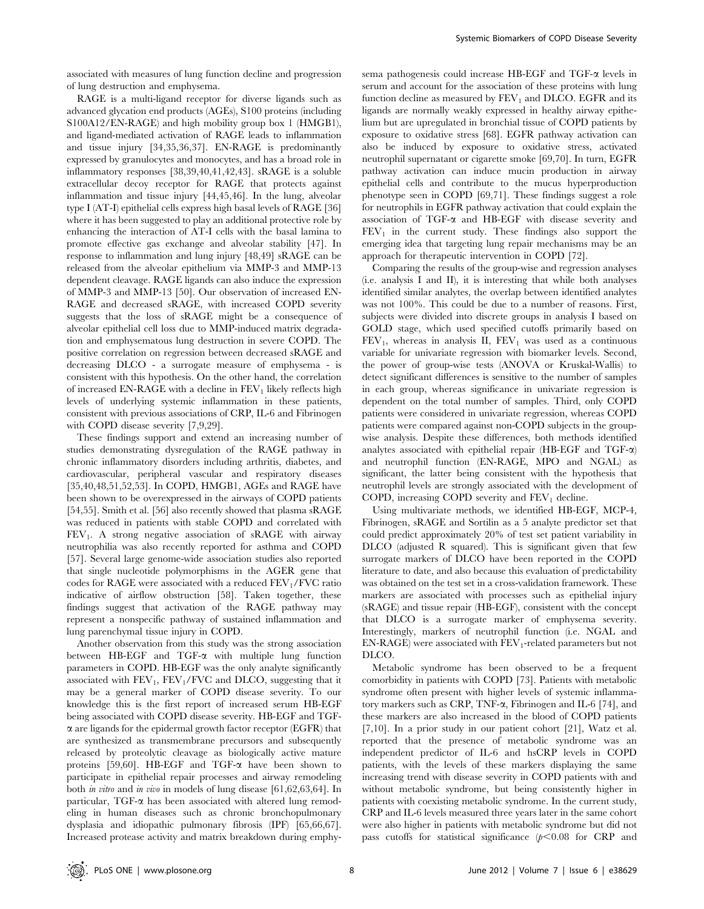associated with measures of lung function decline and progression of lung destruction and emphysema.

RAGE is a multi-ligand receptor for diverse ligands such as advanced glycation end products (AGEs), S100 proteins (including S100A12/EN-RAGE) and high mobility group box 1 (HMGB1), and ligand-mediated activation of RAGE leads to inflammation and tissue injury [34,35,36,37]. EN-RAGE is predominantly expressed by granulocytes and monocytes, and has a broad role in inflammatory responses [38,39,40,41,42,43]. sRAGE is a soluble extracellular decoy receptor for RAGE that protects against inflammation and tissue injury [44,45,46]. In the lung, alveolar type I (AT-I) epithelial cells express high basal levels of RAGE [36] where it has been suggested to play an additional protective role by enhancing the interaction of AT-I cells with the basal lamina to promote effective gas exchange and alveolar stability [47]. In response to inflammation and lung injury [48,49] sRAGE can be released from the alveolar epithelium via MMP-3 and MMP-13 dependent cleavage. RAGE ligands can also induce the expression of MMP-3 and MMP-13 [50]. Our observation of increased EN-RAGE and decreased sRAGE, with increased COPD severity suggests that the loss of sRAGE might be a consequence of alveolar epithelial cell loss due to MMP-induced matrix degradation and emphysematous lung destruction in severe COPD. The positive correlation on regression between decreased sRAGE and decreasing DLCO - a surrogate measure of emphysema - is consistent with this hypothesis. On the other hand, the correlation of increased EN-RAGE with a decline in $FEV_1$ likely reflects high levels of underlying systemic inflammation in these patients, consistent with previous associations of CRP, IL-6 and Fibrinogen with COPD disease severity [7,9,29].

These findings support and extend an increasing number of studies demonstrating dysregulation of the RAGE pathway in chronic inflammatory disorders including arthritis, diabetes, and cardiovascular, peripheral vascular and respiratory diseases [35,40,48,51,52,53]. In COPD, HMGB1, AGEs and RAGE have been shown to be overexpressed in the airways of COPD patients [54,55]. Smith et al. [56] also recently showed that plasma sRAGE was reduced in patients with stable COPD and correlated with $FEV_1$. A strong negative association of sRAGE with airway neutrophilia was also recently reported for asthma and COPD [57]. Several large genome-wide association studies also reported that single nucleotide polymorphisms in the AGER gene that codes for RAGE were associated with a reduced $FEV_1/FVC$ ratio indicative of airflow obstruction [58]. Taken together, these findings suggest that activation of the RAGE pathway may represent a nonspecific pathway of sustained inflammation and lung parenchymal tissue injury in COPD.

Another observation from this study was the strong association between HB-EGF and TGF-α with multiple lung function parameters in COPD. HB-EGF was the only analyte significantly associated with $FEV_1$, $FEV_1/FVC$ and DLCO, suggesting that it may be a general marker of COPD disease severity. To our knowledge this is the first report of increased serum HB-EGF being associated with COPD disease severity. HB-EGF and TGF-α are ligands for the epidermal growth factor receptor (EGFR) that are synthesized as transmembrane precursors and subsequently released by proteolytic cleavage as biologically active mature proteins [59,60]. HB-EGF and TGF-α have been shown to participate in epithelial repair processes and airway remodeling both *in vitro* and *in vivo* in models of lung disease [61,62,63,64]. In particular, TGF-α has been associated with altered lung remodeling in human diseases such as chronic bronchopulmonary dysplasia and idiopathic pulmonary fibrosis (IPF) [65,66,67]. Increased protease activity and matrix breakdown during emphysema pathogenesis could increase HB-EGF and TGF-α levels in serum and account for the association of these proteins with lung function decline as measured by $FEV_1$ and DLCO. EGFR and its ligands are normally weakly expressed in healthy airway epithelium but are upregulated in bronchial tissue of COPD patients by exposure to oxidative stress [68]. EGFR pathway activation can also be induced by exposure to oxidative stress, activated neutrophil supernatant or cigarette smoke [69,70]. In turn, EGFR pathway activation can induce mucin production in airway epithelial cells and contribute to the mucus hyperproduction phenotype seen in COPD [69,71]. These findings suggest a role for neutrophils in EGFR pathway activation that could explain the association of TGF-α and HB-EGF with disease severity and $FEV_1$ in the current study. These findings also support the emerging idea that targeting lung repair mechanisms may be an approach for therapeutic intervention in COPD [72].

Comparing the results of the group-wise and regression analyses (i.e. analysis I and II), it is interesting that while both analyses identified similar analytes, the overlap between identified analytes was not 100%. This could be due to a number of reasons. First, subjects were divided into discrete groups in analysis I based on GOLD stage, which used specified cutoffs primarily based on $FEV_1$, whereas in analysis II, $FEV_1$ was used as a continuous variable for univariate regression with biomarker levels. Second, the power of group-wise tests (ANOVA or Kruskal-Wallis) to detect significant differences is sensitive to the number of samples in each group, whereas significance in univariate regression is dependent on the total number of samples. Third, only COPD patients were considered in univariate regression, whereas COPD patients were compared against non-COPD subjects in the group-wise analysis. Despite these differences, both methods identified analytes associated with epithelial repair (HB-EGF and TGF-α) and neutrophil function (EN-RAGE, MPO and NGAL) as significant, the latter being consistent with the hypothesis that neutrophil levels are strongly associated with the development of COPD, increasing COPD severity and $FEV_1$ decline.

Using multivariate methods, we identified HB-EGF, MCP-4, Fibrinogen, sRAGE and Sortilin as a 5 analyte predictor set that could predict approximately 20% of test set patient variability in DLCO (adjusted R squared). This is significant given that few surrogate markers of DLCO have been reported in the COPD literature to date, and also because this evaluation of predictability was obtained on the test set in a cross-validation framework. These markers are associated with processes such as epithelial injury (sRAGE) and tissue repair (HB-EGF), consistent with the concept that DLCO is a surrogate marker of emphysema severity. Interestingly, markers of neutrophil function (i.e. NGAL and EN-RAGE) were associated with $FEV_1$-related parameters but not DLCO.

Metabolic syndrome has been observed to be a frequent comorbidity in patients with COPD [73]. Patients with metabolic syndrome often present with higher levels of systemic inflammatory markers such as CRP, TNF-α, Fibrinogen and IL-6 [74], and these markers are also increased in the blood of COPD patients [7,10]. In a prior study in our patient cohort [21], Watz et al. reported that the presence of metabolic syndrome was an independent predictor of IL-6 and hsCRP levels in COPD patients, with the levels of these markers displaying the same increasing trend with disease severity in COPD patients with and without metabolic syndrome, but being consistently higher in patients with coexisting metabolic syndrome. In the current study, CRP and IL-6 levels measured three years later in the same cohort were also higher in patients with metabolic syndrome but did not pass cutoffs for statistical significance ($p<0.08$ for CRP and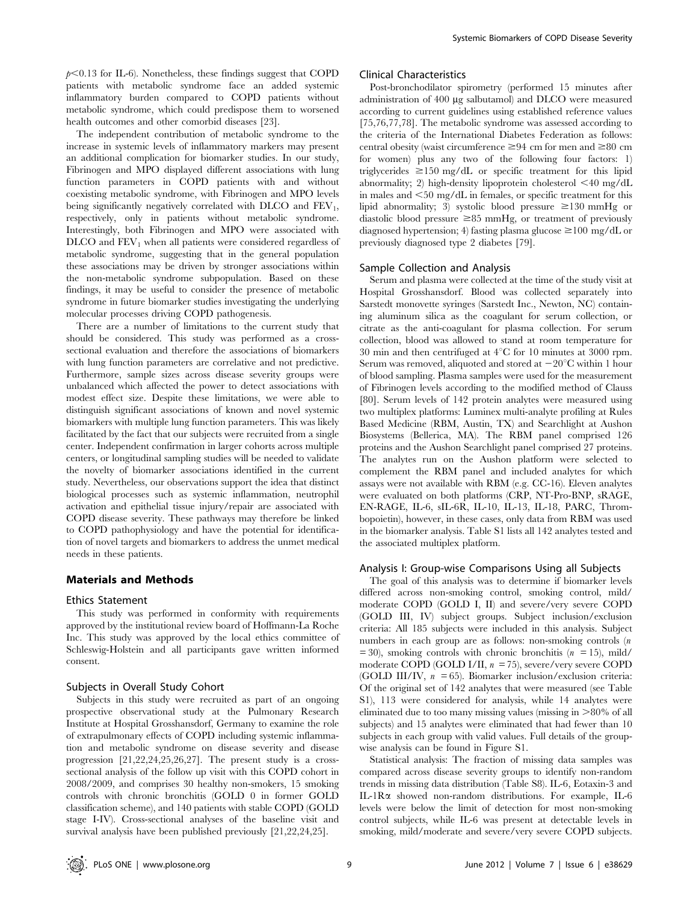$p<0.13$ for IL-6). Nonetheless, these findings suggest that COPD patients with metabolic syndrome face an added systemic inflammatory burden compared to COPD patients without metabolic syndrome, which could predispose them to worsened health outcomes and other comorbid diseases [23].

The independent contribution of metabolic syndrome to the increase in systemic levels of inflammatory markers may present an additional complication for biomarker studies. In our study, Fibrinogen and MPO displayed different associations with lung function parameters in COPD patients with and without coexisting metabolic syndrome, with Fibrinogen and MPO levels being significantly negatively correlated with DLCO and $FEV_1$, respectively, only in patients without metabolic syndrome. Interestingly, both Fibrinogen and MPO were associated with DLCO and $FEV_1$ when all patients were considered regardless of metabolic syndrome, suggesting that in the general population these associations may be driven by stronger associations within the non-metabolic syndrome subpopulation. Based on these findings, it may be useful to consider the presence of metabolic syndrome in future biomarker studies investigating the underlying molecular processes driving COPD pathogenesis.

There are a number of limitations to the current study that should be considered. This study was performed as a cross-sectional evaluation and therefore the associations of biomarkers with lung function parameters are correlative and not predictive. Furthermore, sample sizes across disease severity groups were unbalanced which affected the power to detect associations with modest effect size. Despite these limitations, we were able to distinguish significant associations of known and novel systemic biomarkers with multiple lung function parameters. This was likely facilitated by the fact that our subjects were recruited from a single center. Independent confirmation in larger cohorts across multiple centers, or longitudinal sampling studies will be needed to validate the novelty of biomarker associations identified in the current study. Nevertheless, our observations support the idea that distinct biological processes such as systemic inflammation, neutrophil activation and epithelial tissue injury/repair are associated with COPD disease severity. These pathways may therefore be linked to COPD pathophysiology and have the potential for identification of novel targets and biomarkers to address the unmet medical needs in these patients.

## Materials and Methods

### Ethics Statement

This study was performed in conformity with requirements approved by the institutional review board of Hoffmann-La Roche Inc. This study was approved by the local ethics committee of Schleswig-Holstein and all participants gave written informed consent.

### Subjects in Overall Study Cohort

Subjects in this study were recruited as part of an ongoing prospective observational study at the Pulmonary Research Institute at Hospital Grosshansdorf, Germany to examine the role of extrapulmonary effects of COPD including systemic inflammation and metabolic syndrome on disease severity and disease progression [21,22,24,25,26,27]. The present study is a cross-sectional analysis of the follow up visit with this COPD cohort in 2008/2009, and comprises 30 healthy non-smokers, 15 smoking controls with chronic bronchitis (GOLD 0 in former GOLD classification scheme), and 140 patients with stable COPD (GOLD stage I-IV). Cross-sectional analyses of the baseline visit and survival analysis have been published previously [21,22,24,25].

### Clinical Characteristics

Post-bronchodilator spirometry (performed 15 minutes after administration of 400 µg salbutamol) and DLCO were measured according to current guidelines using established reference values [75,76,77,78]. The metabolic syndrome was assessed according to the criteria of the International Diabetes Federation as follows: central obesity (waist circumference ≥94 cm for men and ≥80 cm for women) plus any two of the following four factors: 1) triglycerides ≥150 mg/dL or specific treatment for this lipid abnormality; 2) high-density lipoprotein cholesterol <40 mg/dL in males and <50 mg/dL in females, or specific treatment for this lipid abnormality; 3) systolic blood pressure ≥130 mmHg or diastolic blood pressure ≥85 mmHg, or treatment of previously diagnosed hypertension; 4) fasting plasma glucose ≥100 mg/dL or previously diagnosed type 2 diabetes [79].

### Sample Collection and Analysis

Serum and plasma were collected at the time of the study visit at Hospital Grosshansdorf. Blood was collected separately into Sarstedt monovette syringes (Sarstedt Inc., Newton, NC) containing aluminum silica as the coagulant for serum collection, or citrate as the anti-coagulant for plasma collection. For serum collection, blood was allowed to stand at room temperature for 30 min and then centrifuged at 4°C for 10 minutes at 3000 rpm. Serum was removed, aliquoted and stored at −20°C within 1 hour of blood sampling. Plasma samples were used for the measurement of Fibrinogen levels according to the modified method of Clauss [80]. Serum levels of 142 protein analytes were measured using two multiplex platforms: Luminex multi-analyte profiling at Rules Based Medicine (RBM, Austin, TX) and Searchlight at Aushon Biosystems (Bellerica, MA). The RBM panel comprised 126 proteins and the Aushon Searchlight panel comprised 27 proteins. The analytes run on the Aushon platform were selected to complement the RBM panel and included analytes for which assays were not available with RBM (e.g. CC-16). Eleven analytes were evaluated on both platforms (CRP, NT-Pro-BNP, sRAGE, EN-RAGE, IL-6, sIL-6R, IL-10, IL-13, IL-18, PARC, Thrombopoietin), however, in these cases, only data from RBM was used in the biomarker analysis. Table S1 lists all 142 analytes tested and the associated multiplex platform.

### Analysis I: Group-wise Comparisons Using all Subjects

The goal of this analysis was to determine if biomarker levels differed across non-smoking control, smoking control, mild/moderate COPD (GOLD I, II) and severe/very severe COPD (GOLD III, IV) subject groups. Subject inclusion/exclusion criteria: All 185 subjects were included in this analysis. Subject numbers in each group are as follows: non-smoking controls ($n=30$), smoking controls with chronic bronchitis ($n=15$), mild/moderate COPD (GOLD I/II, $n=75$), severe/very severe COPD (GOLD III/IV, $n=65$). Biomarker inclusion/exclusion criteria: Of the original set of 142 analytes that were measured (see Table S1), 113 were considered for analysis, while 14 analytes were eliminated due to too many missing values (missing in >80% of all subjects) and 15 analytes were eliminated that had fewer than 10 subjects in each group with valid values. Full details of the group-wise analysis can be found in Figure S1.

Statistical analysis: The fraction of missing data samples was compared across disease severity groups to identify non-random trends in missing data distribution (Table S8). IL-6, Eotaxin-3 and IL-1Rα showed non-random distributions. For example, IL-6 levels were below the limit of detection for most non-smoking control subjects, while IL-6 was present at detectable levels in smoking, mild/moderate and severe/very severe COPD subjects.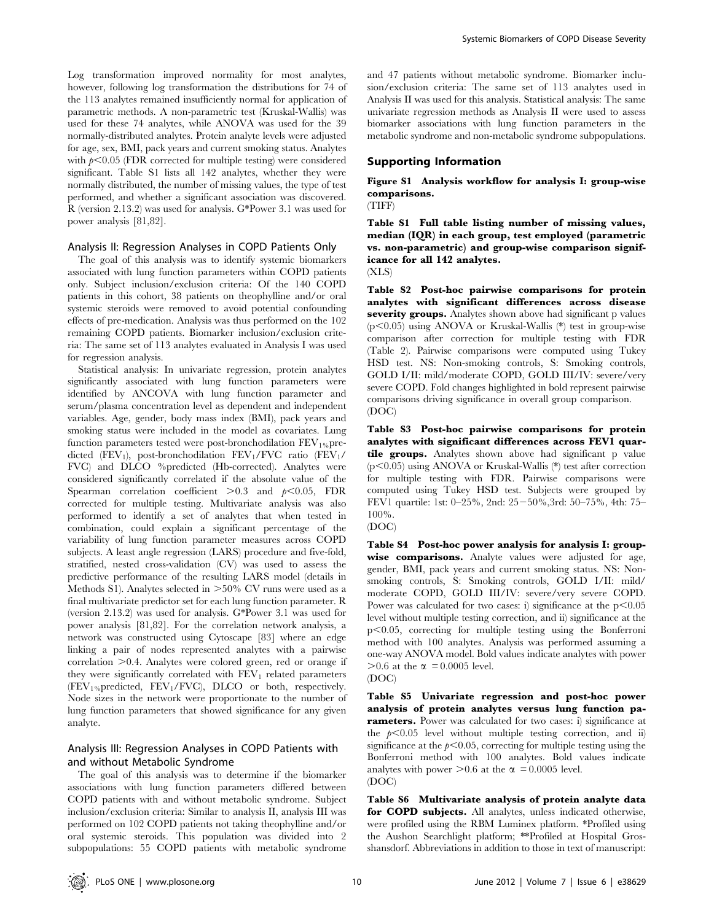Log transformation improved normality for most analytes, however, following log transformation the distributions for 74 of the 113 analytes remained insufficiently normal for application of parametric methods. A non-parametric test (Kruskal-Wallis) was used for these 74 analytes, while ANOVA was used for the 39 normally-distributed analytes. Protein analyte levels were adjusted for age, sex, BMI, pack years and current smoking status. Analytes with $p<0.05$ (FDR corrected for multiple testing) were considered significant. Table S1 lists all 142 analytes, whether they were normally distributed, the number of missing values, the type of test performed, and whether a significant association was discovered. R (version 2.13.2) was used for analysis. G*Power 3.1 was used for power analysis [81,82].

### Analysis II: Regression Analyses in COPD Patients Only

The goal of this analysis was to identify systemic biomarkers associated with lung function parameters within COPD patients only. Subject inclusion/exclusion criteria: Of the 140 COPD patients in this cohort, 38 patients on theophylline and/or oral systemic steroids were removed to avoid potential confounding effects of pre-medication. Analysis was thus performed on the 102 remaining COPD patients. Biomarker inclusion/exclusion criteria: The same set of 113 analytes evaluated in Analysis I was used for regression analysis.

Statistical analysis: In univariate regression, protein analytes significantly associated with lung function parameters were identified by ANCOVA with lung function parameter and serum/plasma concentration level as dependent and independent variables. Age, gender, body mass index (BMI), pack years and smoking status were included in the model as covariates. Lung function parameters tested were post-bronchodilation $FEV_{1\%}$predicted ($FEV_1$), post-bronchodilation $FEV_1$/FVC ratio ($FEV_1$/FVC) and DLCO %predicted (Hb-corrected). Analytes were considered significantly correlated if the absolute value of the Spearman correlation coefficient $>0.3$ and $p<0.05$, FDR corrected for multiple testing. Multivariate analysis was also performed to identify a set of analytes that when tested in combination, could explain a significant percentage of the variability of lung function parameter measures across COPD subjects. A least angle regression (LARS) procedure and five-fold, stratified, nested cross-validation (CV) was used to assess the predictive performance of the resulting LARS model (details in Methods S1). Analytes selected in >50% CV runs were used as a final multivariate predictor set for each lung function parameter. R (version 2.13.2) was used for analysis. G*Power 3.1 was used for power analysis [81,82]. For the correlation network analysis, a network was constructed using Cytoscape [83] where an edge linking a pair of nodes represented analytes with a pairwise correlation >0.4. Analytes were colored green, red or orange if they were significantly correlated with $FEV_1$ related parameters ($FEV_{1\%}$predicted, $FEV_1$/FVC), DLCO or both, respectively. Node sizes in the network were proportionate to the number of lung function parameters that showed significance for any given analyte.

### Analysis III: Regression Analyses in COPD Patients with and without Metabolic Syndrome

The goal of this analysis was to determine if the biomarker associations with lung function parameters differed between COPD patients with and without metabolic syndrome. Subject inclusion/exclusion criteria: Similar to analysis II, analysis III was performed on 102 COPD patients not taking theophylline and/or oral systemic steroids. This population was divided into 2 subpopulations: 55 COPD patients with metabolic syndrome and 47 patients without metabolic syndrome. Biomarker inclusion/exclusion criteria: The same set of 113 analytes used in Analysis II was used for this analysis. Statistical analysis: The same univariate regression methods as Analysis II were used to assess biomarker associations with lung function parameters in the metabolic syndrome and non-metabolic syndrome subpopulations.

## Supporting Information

**Figure S1 Analysis workflow for analysis I: group-wise comparisons.**
(TIFF)

**Table S1 Full table listing number of missing values, median (IQR) in each group, test employed (parametric vs. non-parametric) and group-wise comparison significance for all 142 analytes.**
(XLS)

**Table S2 Post-hoc pairwise comparisons for protein analytes with significant differences across disease severity groups.** Analytes shown above had significant p values ($p<0.05$) using ANOVA or Kruskal-Wallis (*) test in group-wise comparison after correction for multiple testing with FDR (Table 2). Pairwise comparisons were computed using Tukey HSD test. NS: Non-smoking controls, S: Smoking controls, GOLD I/II: mild/moderate COPD, GOLD III/IV: severe/very severe COPD. Fold changes highlighted in bold represent pairwise comparisons driving significance in overall group comparison.
(DOC)

**Table S3 Post-hoc pairwise comparisons for protein analytes with significant differences across FEV1 quartile groups.** Analytes shown above had significant p value ($p<0.05$) using ANOVA or Kruskal-Wallis (*) test after correction for multiple testing with FDR. Pairwise comparisons were computed using Tukey HSD test. Subjects were grouped by FEV1 quartile: 1st: 0–25%, 2nd: 25–50%, 3rd: 50–75%, 4th: 75–100%.
(DOC)

**Table S4 Post-hoc power analysis for analysis I: group-wise comparisons.** Analyte values were adjusted for age, gender, BMI, pack years and current smoking status. NS: Non-smoking controls, S: Smoking controls, GOLD I/II: mild/moderate COPD, GOLD III/IV: severe/very severe COPD. Power was calculated for two cases: i) significance at the $p<0.05$ level without multiple testing correction, and ii) significance at the $p<0.05$, correcting for multiple testing using the Bonferroni method with 100 analytes. Analysis was performed assuming a one-way ANOVA model. Bold values indicate analytes with power $>0.6$ at the $\alpha = 0.0005$ level.
(DOC)

**Table S5 Univariate regression and post-hoc power analysis of protein analytes versus lung function parameters.** Power was calculated for two cases: i) significance at the $p<0.05$ level without multiple testing correction, and ii) significance at the $p<0.05$, correcting for multiple testing using the Bonferroni method with 100 analytes. Bold values indicate analytes with power $>0.6$ at the $\alpha = 0.0005$ level.
(DOC)

**Table S6 Multivariate analysis of protein analyte data for COPD subjects.** All analytes, unless indicated otherwise, were profiled using the RBM Luminex platform. *Profiled using the Aushon Searchlight platform; **Profiled at Hospital Grosshansdorf. Abbreviations in addition to those in text of manuscript: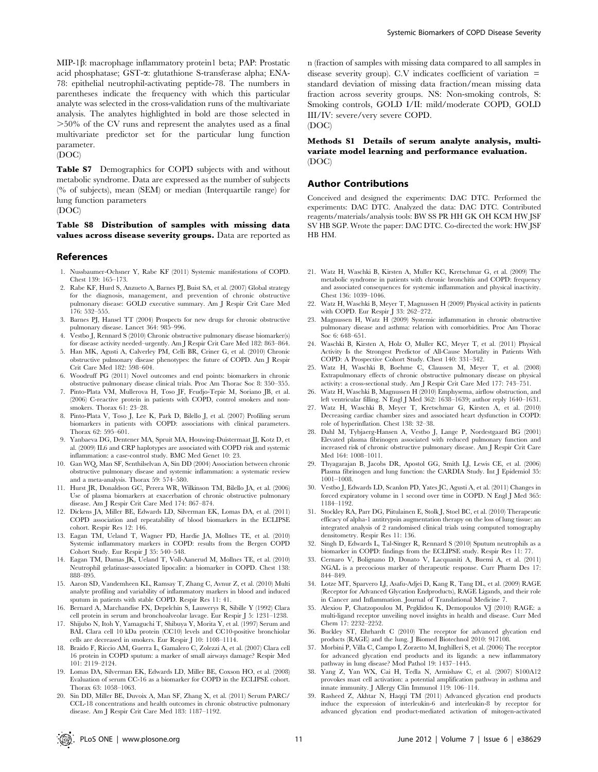MIP-1β: macrophage inflammatory protein1 beta; PAP: Prostatic acid phosphatase; GST-α: glutathione S-transferase alpha; ENA-78: epithelial neutrophil-activating peptide-78. The numbers in parentheses indicate the frequency with which this particular analyte was selected in the cross-validation runs of the multivariate analysis. The analytes highlighted in bold are those selected in >50% of the CV runs and represent the analytes used as a final multivariate predictor set for the particular lung function parameter.
(DOC)

**Table S7** Demographics for COPD subjects with and without metabolic syndrome. Data are expressed as the number of subjects (% of subjects), mean (SEM) or median (Interquartile range) for lung function parameters
(DOC)

**Table S8 Distribution of samples with missing data values across disease severity groups.** Data are reported as n (fraction of samples with missing data compared to all samples in disease severity group). C.V indicates coefficient of variation = standard deviation of missing data fraction/mean missing data fraction across severity groups. NS: Non-smoking controls, S: Smoking controls, GOLD I/II: mild/moderate COPD, GOLD III/IV: severe/very severe COPD.
(DOC)

**Methods S1 Details of serum analyte analysis, multivariate model learning and performance evaluation.**
(DOC)

## Author Contributions

Conceived and designed the experiments: DAC DTC. Performed the experiments: DAC DTC. Analyzed the data: DAC DTC. Contributed reagents/materials/analysis tools: BW SS PR HH GK OH KCM HW JSF SV HB SGP. Wrote the paper: DAC DTC. Co-directed the work: HW JSF HB HM.

## References

1. Nussbaumer-Ochsner Y, Rabe KF (2011) Systemic manifestations of COPD. Chest 139: 165–173.
2. Rabe KF, Hurd S, Anzueto A, Barnes PJ, Buist SA, et al. (2007) Global strategy for the diagnosis, management, and prevention of chronic obstructive pulmonary disease: GOLD executive summary. Am J Respir Crit Care Med 176: 532–555.
3. Barnes PJ, Hansel TT (2004) Prospects for new drugs for chronic obstructive pulmonary disease. Lancet 364: 985–996.
4. Vestbo J, Rennard S (2010) Chronic obstructive pulmonary disease biomarker(s) for disease activity needed–urgently. Am J Respir Crit Care Med 182: 863–864.
5. Han MK, Agusti A, Calverley PM, Celli BR, Criner G, et al. (2010) Chronic obstructive pulmonary disease phenotypes: the future of COPD. Am J Respir Crit Care Med 182: 598–604.
6. Woodruff PG (2011) Novel outcomes and end points: biomarkers in chronic obstructive pulmonary disease clinical trials. Proc Am Thorac Soc 8: 350–355.
7. Pinto-Plata VM, Mullerova H, Toso JF, Feudjo-Tepie M, Soriano JB, et al. (2006) C-reactive protein in patients with COPD, control smokers and non-smokers. Thorax 61: 23–28.
8. Pinto-Plata V, Toso J, Lee K, Park D, Bilello J, et al. (2007) Profiling serum biomarkers in patients with COPD: associations with clinical parameters. Thorax 62: 595–601.
9. Yanbaeva DG, Dentener MA, Spruit MA, Houwing-Duistermaat JJ, Kotz D, et al. (2009) IL6 and CRP haplotypes are associated with COPD risk and systemic inflammation: a case-control study. BMC Med Genet 10: 23.
10. Gan WQ, Man SF, Senthilselvan A, Sin DD (2004) Association between chronic obstructive pulmonary disease and systemic inflammation: a systematic review and a meta-analysis. Thorax 59: 574–580.
11. Hurst JR, Donaldson GC, Perera WR, Wilkinson TM, Bilello JA, et al. (2006) Use of plasma biomarkers at exacerbation of chronic obstructive pulmonary disease. Am J Respir Crit Care Med 174: 867–874.
12. Dickens JA, Miller BE, Edwards LD, Silverman EK, Lomas DA, et al. (2011) COPD association and repeatability of blood biomarkers in the ECLIPSE cohort. Respir Res 12: 146.
13. Eagan TM, Ueland T, Wagner PD, Hardie JA, Mollnes TE, et al. (2010) Systemic inflammatory markers in COPD: results from the Bergen COPD Cohort Study. Eur Respir J 35: 540–548.
14. Eagan TM, Damas JK, Ueland T, Voll-Aanerud M, Mollnes TE, et al. (2010) Neutrophil gelatinase-associated lipocalin: a biomarker in COPD. Chest 138: 888–895.
15. Aaron SD, Vandemheen KL, Ramsay T, Zhang C, Avnur Z, et al. (2010) Multi analyte profiling and variability of inflammatory markers in blood and induced sputum in patients with stable COPD. Respir Res 11: 41.
16. Bernard A, Marchandise FX, Depelchin S, Lauwerys R, Sibille Y (1992) Clara cell protein in serum and bronchoalveolar lavage. Eur Respir J 5: 1231–1238.
17. Shijubo N, Itoh Y, Yamaguchi T, Shibuya Y, Morita Y, et al. (1997) Serum and BAL Clara cell 10 kDa protein (CC10) levels and CC10-positive bronchiolar cells are decreased in smokers. Eur Respir J 10: 1108–1114.
18. Braido F, Riccio AM, Guerra L, Gamalero C, Zolezzi A, et al. (2007) Clara cell 16 protein in COPD sputum: a marker of small airways damage? Respir Med 101: 2119–2124.
19. Lomas DA, Silverman EK, Edwards LD, Miller BE, Coxson HO, et al. (2008) Evaluation of serum CC-16 as a biomarker for COPD in the ECLIPSE cohort. Thorax 63: 1058–1063.
20. Sin DD, Miller BE, Duvoix A, Man SF, Zhang X, et al. (2011) Serum PARC/CCL-18 concentrations and health outcomes in chronic obstructive pulmonary disease. Am J Respir Crit Care Med 183: 1187–1192.
21. Watz H, Waschki B, Kirsten A, Muller KC, Kretschmar G, et al. (2009) The metabolic syndrome in patients with chronic bronchitis and COPD: frequency and associated consequences for systemic inflammation and physical inactivity. Chest 136: 1039–1046.
22. Watz H, Waschki B, Meyer T, Magnussen H (2009) Physical activity in patients with COPD. Eur Respir J 33: 262–272.
23. Magnussen H, Watz H (2009) Systemic inflammation in chronic obstructive pulmonary disease and asthma: relation with comorbidities. Proc Am Thorac Soc 6: 648–651.
24. Waschki B, Kirsten A, Holz O, Muller KC, Meyer T, et al. (2011) Physical Activity Is the Strongest Predictor of All-Cause Mortality in Patients With COPD: A Prospective Cohort Study. Chest 140: 331–342.
25. Watz H, Waschki B, Boehme C, Claussen M, Meyer T, et al. (2008) Extrapulmonary effects of chronic obstructive pulmonary disease on physical activity: a cross-sectional study. Am J Respir Crit Care Med 177: 743–751.
26. Watz H, Waschki B, Magnussen H (2010) Emphysema, airflow obstruction, and left ventricular filling. N Engl J Med 362: 1638–1639; author reply 1640–1631.
27. Watz H, Waschki B, Meyer T, Kretschmar G, Kirsten A, et al. (2010) Decreasing cardiac chamber sizes and associated heart dysfunction in COPD: role of hyperinflation. Chest 138: 32–38.
28. Dahl M, Tybjaerg-Hansen A, Vestbo J, Lange P, Nordestgaard BG (2001) Elevated plasma fibrinogen associated with reduced pulmonary function and increased risk of chronic obstructive pulmonary disease. Am J Respir Crit Care Med 164: 1008–1011.
29. Thyagarajan B, Jacobs DR, Apostol GG, Smith LJ, Lewis CE, et al. (2006) Plasma fibrinogen and lung function: the CARDIA Study. Int J Epidemiol 35: 1001–1008.
30. Vestbo J, Edwards LD, Scanlon PD, Yates JC, Agusti A, et al. (2011) Changes in forced expiratory volume in 1 second over time in COPD. N Engl J Med 365: 1184–1192.
31. Stockley RA, Parr DG, Piitulainen E, Stolk J, Stoel BC, et al. (2010) Therapeutic efficacy of alpha-1 antitrypsin augmentation therapy on the loss of lung tissue: an integrated analysis of 2 randomised clinical trials using computed tomography densitometry. Respir Res 11: 136.
32. Singh D, Edwards L, Tal-Singer R, Rennard S (2010) Sputum neutrophils as a biomarker in COPD: findings from the ECLIPSE study. Respir Res 11: 77.
33. Cernaro V, Bolignano D, Donato V, Lacquaniti A, Buemi A, et al. (2011) NGAL is a precocious marker of therapeutic response. Curr Pharm Des 17: 844–849.
34. Lotze MT, Sparvero LJ, Asafu-Adjei D, Kang R, Tang DL, et al. (2009) RAGE (Receptor for Advanced Glycation Endproducts), RAGE Ligands, and their role in Cancer and Inflammation. Journal of Translational Medicine 7.
35. Alexiou P, Chatzopoulou M, Pegklidou K, Demopoulos VJ (2010) RAGE: a multi-ligand receptor unveiling novel insights in health and disease. Curr Med Chem 17: 2232–2252.
36. Buckley ST, Ehrhardt C (2010) The receptor for advanced glycation end products (RAGE) and the lung. J Biomed Biotechnol 2010: 917108.
37. Morbini P, Villa C, Campo I, Zorzetto M, Inghilleri S, et al. (2006) The receptor for advanced glycation end products and its ligands: a new inflammatory pathway in lung disease? Mod Pathol 19: 1437–1445.
38. Yang Z, Yan WX, Cai H, Tedla N, Armishaw C, et al. (2007) S100A12 provokes mast cell activation: a potential amplification pathway in asthma and innate immunity. J Allergy Clin Immunol 119: 106–114.
39. Rasheed Z, Akhtar N, Haqqi TM (2011) Advanced glycation end products induce the expression of interleukin-6 and interleukin-8 by receptor for advanced glycation end product-mediated activation of mitogen-activated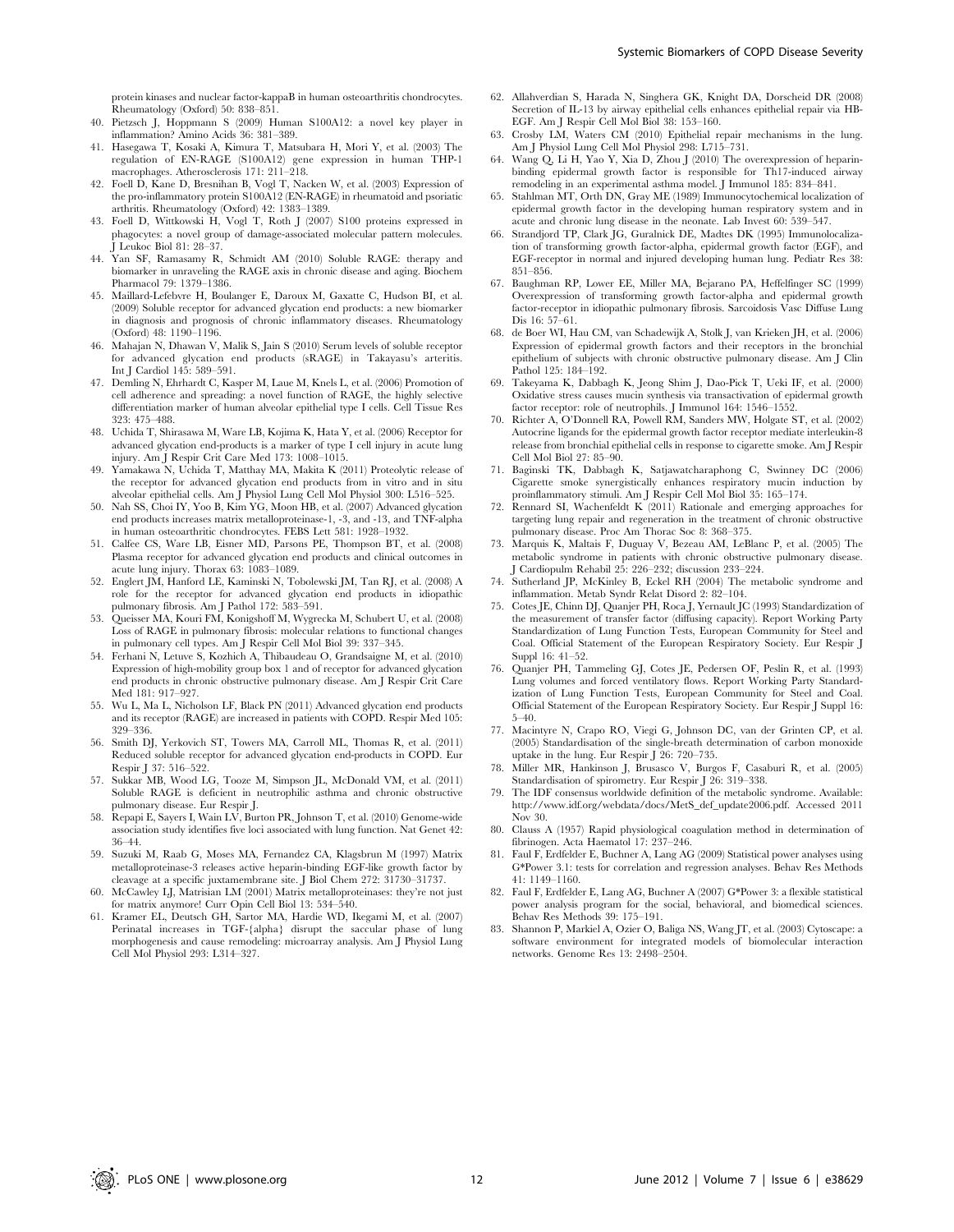protein kinases and nuclear factor-kappaB in human osteoarthritis chondrocytes. Rheumatology (Oxford) 50: 838–851.

40. Pietzsch J, Hoppmann S (2009) Human S100A12: a novel key player in inflammation? Amino Acids 36: 381–389.
41. Hasegawa T, Kosaki A, Kimura T, Matsubara H, Mori Y, et al. (2003) The regulation of EN-RAGE (S100A12) gene expression in human THP-1 macrophages. Atherosclerosis 171: 211–218.
42. Foell D, Kane D, Bresnihan B, Vogl T, Nacken W, et al. (2003) Expression of the pro-inflammatory protein S100A12 (EN-RAGE) in rheumatoid and psoriatic arthritis. Rheumatology (Oxford) 42: 1383–1389.
43. Foell D, Wittkowski H, Vogl T, Roth J (2007) S100 proteins expressed in phagocytes: a novel group of damage-associated molecular pattern molecules. J Leukoc Biol 81: 28–37.
44. Yan SF, Ramasamy R, Schmidt AM (2010) Soluble RAGE: therapy and biomarker in unraveling the RAGE axis in chronic disease and aging. Biochem Pharmacol 79: 1379–1386.
45. Maillard-Lefebvre H, Boulanger E, Daroux M, Gaxatte C, Hudson BI, et al. (2009) Soluble receptor for advanced glycation end products: a new biomarker in diagnosis and prognosis of chronic inflammatory diseases. Rheumatology (Oxford) 48: 1190–1196.
46. Mahajan N, Dhawan V, Malik S, Jain S (2010) Serum levels of soluble receptor for advanced glycation end products (sRAGE) in Takayasu's arteritis. Int J Cardiol 145: 589–591.
47. Demling N, Ehrhardt C, Kasper M, Laue M, Knels L, et al. (2006) Promotion of cell adherence and spreading: a novel function of RAGE, the highly selective differentiation marker of human alveolar epithelial type I cells. Cell Tissue Res 323: 475–488.
48. Uchida T, Shirasawa M, Ware LB, Kojima K, Hata Y, et al. (2006) Receptor for advanced glycation end-products is a marker of type I cell injury in acute lung injury. Am J Respir Crit Care Med 173: 1008–1015.
49. Yamakawa N, Uchida T, Matthay MA, Makita K (2011) Proteolytic release of the receptor for advanced glycation end products from in vitro and in situ alveolar epithelial cells. Am J Physiol Lung Cell Mol Physiol 300: L516–525.
50. Nah SS, Choi IY, Yoo B, Kim YG, Moon HB, et al. (2007) Advanced glycation end products increases matrix metalloproteinase-1, -3, and -13, and TNF-alpha in human osteoarthritic chondrocytes. FEBS Lett 581: 1928–1932.
51. Calfee CS, Ware LB, Eisner MD, Parsons PE, Thompson BT, et al. (2008) Plasma receptor for advanced glycation end products and clinical outcomes in acute lung injury. Thorax 63: 1083–1089.
52. Englert JM, Hanford LE, Kaminski N, Tobolewski JM, Tan RJ, et al. (2008) A role for the receptor for advanced glycation end products in idiopathic pulmonary fibrosis. Am J Pathol 172: 583–591.
53. Queisser MA, Kouri FM, Konigshoff M, Wygrecka M, Schubert U, et al. (2008) Loss of RAGE in pulmonary fibrosis: molecular relations to functional changes in pulmonary cell types. Am J Respir Cell Mol Biol 39: 337–345.
54. Ferhani N, Letuve S, Kozhich A, Thibaudeau O, Grandsaigne M, et al. (2010) Expression of high-mobility group box 1 and of receptor for advanced glycation end products in chronic obstructive pulmonary disease. Am J Respir Crit Care Med 181: 917–927.
55. Wu L, Ma L, Nicholson LF, Black PN (2011) Advanced glycation end products and its receptor (RAGE) are increased in patients with COPD. Respir Med 105: 329–336.
56. Smith DJ, Yerkovich ST, Towers MA, Carroll ML, Thomas R, et al. (2011) Reduced soluble receptor for advanced glycation end-products in COPD. Eur Respir J 37: 516–522.
57. Sukkar MB, Wood LG, Tooze M, Simpson JL, McDonald VM, et al. (2011) Soluble RAGE is deficient in neutrophilic asthma and chronic obstructive pulmonary disease. Eur Respir J.
58. Repapi E, Sayers I, Wain LV, Burton PR, Johnson T, et al. (2010) Genome-wide association study identifies five loci associated with lung function. Nat Genet 42: 36–44.
59. Suzuki M, Raab G, Moses MA, Fernandez CA, Klagsbrun M (1997) Matrix metalloproteinase-3 releases active heparin-binding EGF-like growth factor by cleavage at a specific juxtamembrane site. J Biol Chem 272: 31730–31737.
60. McCawley LJ, Matrisian LM (2001) Matrix metalloproteinases: they're not just for matrix anymore! Curr Opin Cell Biol 13: 534–540.
61. Kramer EL, Deutsch GH, Sartor MA, Hardie WD, Ikegami M, et al. (2007) Perinatal increases in TGF-{alpha} disrupt the saccular phase of lung morphogenesis and cause remodeling: microarray analysis. Am J Physiol Lung Cell Mol Physiol 293: L314–327.
62. Allahverdian S, Harada N, Singhera GK, Knight DA, Dorscheid DR (2008) Secretion of IL-13 by airway epithelial cells enhances epithelial repair via HB-EGF. Am J Respir Cell Mol Biol 38: 153–160.
63. Crosby LM, Waters CM (2010) Epithelial repair mechanisms in the lung. Am J Physiol Lung Cell Mol Physiol 298: L715–731.
64. Wang Q, Li H, Yao Y, Xia D, Zhou J (2010) The overexpression of heparin-binding epidermal growth factor is responsible for Th17-induced airway remodeling in an experimental asthma model. J Immunol 185: 834–841.
65. Stahlman MT, Orth DN, Gray ME (1989) Immunocytochemical localization of epidermal growth factor in the developing human respiratory system and in acute and chronic lung disease in the neonate. Lab Invest 60: 539–547.
66. Strandjord TP, Clark JG, Guralnick DE, Madtes DK (1995) Immunolocalization of transforming growth factor-alpha, epidermal growth factor (EGF), and EGF-receptor in normal and injured developing human lung. Pediatr Res 38: 851–856.
67. Baughman RP, Lower EE, Miller MA, Bejarano PA, Heffelfinger SC (1999) Overexpression of transforming growth factor-alpha and epidermal growth factor-receptor in idiopathic pulmonary fibrosis. Sarcoidosis Vasc Diffuse Lung Dis 16: 57–61.
68. de Boer WI, Hau CM, van Schadewijk A, Stolk J, van Krieken JH, et al. (2006) Expression of epidermal growth factors and their receptors in the bronchial epithelium of subjects with chronic obstructive pulmonary disease. Am J Clin Pathol 125: 184–192.
69. Takeyama K, Dabbagh K, Jeong Shim J, Dao-Pick T, Ueki IF, et al. (2000) Oxidative stress causes mucin synthesis via transactivation of epidermal growth factor receptor: role of neutrophils. J Immunol 164: 1546–1552.
70. Richter A, O'Donnell RA, Powell RM, Sanders MW, Holgate ST, et al. (2002) Autocrine ligands for the epidermal growth factor receptor mediate interleukin-8 release from bronchial epithelial cells in response to cigarette smoke. Am J Respir Cell Mol Biol 27: 85–90.
71. Baginski TK, Dabbagh K, Satjawatcharaphong C, Swinney DC (2006) Cigarette smoke synergistically enhances respiratory mucin induction by proinflammatory stimuli. Am J Respir Cell Mol Biol 35: 165–174.
72. Rennard SI, Wachenfeldt K (2011) Rationale and emerging approaches for targeting lung repair and regeneration in the treatment of chronic obstructive pulmonary disease. Proc Am Thorac Soc 8: 368–375.
73. Marquis K, Maltais F, Duguay V, Bezeau AM, LeBlanc P, et al. (2005) The metabolic syndrome in patients with chronic obstructive pulmonary disease. J Cardiopulm Rehabil 25: 226–232; discussion 233–224.
74. Sutherland JP, McKinley B, Eckel RH (2004) The metabolic syndrome and inflammation. Metab Syndr Relat Disord 2: 82–104.
75. Cotes JE, Chinn DJ, Quanjer PH, Roca J, Yernault JC (1993) Standardization of the measurement of transfer factor (diffusing capacity). Report Working Party Standardization of Lung Function Tests, European Community for Steel and Coal. Official Statement of the European Respiratory Society. Eur Respir J Suppl 16: 41–52.
76. Quanjer PH, Tammeling GJ, Cotes JE, Pedersen OF, Peslin R, et al. (1993) Lung volumes and forced ventilatory flows. Report Working Party Standardization of Lung Function Tests, European Community for Steel and Coal. Official Statement of the European Respiratory Society. Eur Respir J Suppl 16: 5–40.
77. Macintyre N, Crapo RO, Viegi G, Johnson DC, van der Grinten CP, et al. (2005) Standardisation of the single-breath determination of carbon monoxide uptake in the lung. Eur Respir J 26: 720–735.
78. Miller MR, Hankinson J, Brusasco V, Burgos F, Casaburi R, et al. (2005) Standardisation of spirometry. Eur Respir J 26: 319–338.
79. The IDF consensus worldwide definition of the metabolic syndrome. Available: http://www.idf.org/webdata/docs/MetS_def_update2006.pdf. Accessed 2011 Nov 30.
80. Clauss A (1957) Rapid physiological coagulation method in determination of fibrinogen. Acta Haematol 17: 237–246.
81. Faul F, Erdfelder E, Buchner A, Lang AG (2009) Statistical power analyses using G*Power 3.1: tests for correlation and regression analyses. Behav Res Methods 41: 1149–1160.
82. Faul F, Erdfelder E, Lang AG, Buchner A (2007) G*Power 3: a flexible statistical power analysis program for the social, behavioral, and biomedical sciences. Behav Res Methods 39: 175–191.
83. Shannon P, Markiel A, Ozier O, Baliga NS, Wang JT, et al. (2003) Cytoscape: a software environment for integrated models of biomolecular interaction networks. Genome Res 13: 2498–2504.